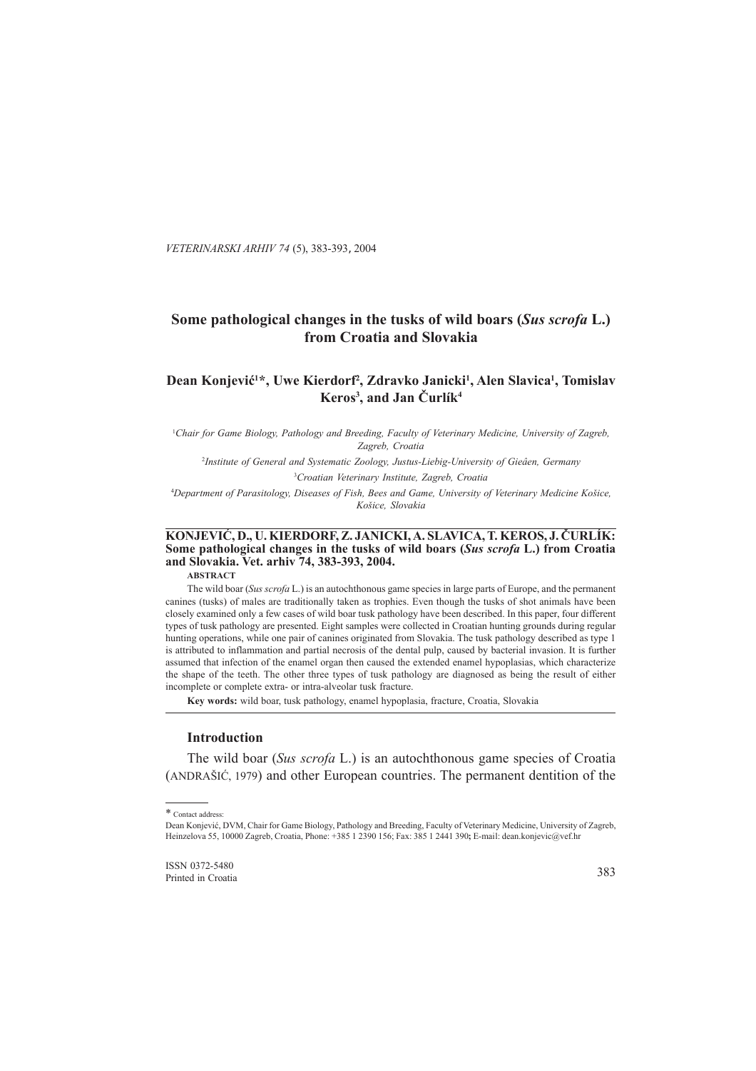# Some pathological changes in the tusks of wild boars (*Sus scrofa* L.) from Croatia and Slovakia

**Dean Konjević[1]*, Uwe Kierdorf[2], Zdravko Janicki[1], Alen Slavica[1], Tomislav Keros[3], and Jan Čurlík[4]**

[1]*Chair for Game Biology, Pathology and Breeding, Faculty of Veterinary Medicine, University of Zagreb, Zagreb, Croatia*

[2]*Institute of General and Systematic Zoology, Justus-Liebig-University of Gieâen, Germany*

[3]*Croatian Veterinary Institute, Zagreb, Croatia*

[4]*Department of Parasitology, Diseases of Fish, Bees and Game, University of Veterinary Medicine Košice, Košice, Slovakia*

**KONJEVIĆ, D., U. KIERDORF, Z. JANICKI, A. SLAVICA, T. KEROS, J. ČURLÍK: Some pathological changes in the tusks of wild boars (*Sus scrofa* L.) from Croatia and Slovakia. Vet. arhiv 74, 383-393, 2004.**

**ABSTRACT**

The wild boar (*Sus scrofa* L.) is an autochthonous game species in large parts of Europe, and the permanent canines (tusks) of males are traditionally taken as trophies. Even though the tusks of shot animals have been closely examined only a few cases of wild boar tusk pathology have been described. In this paper, four different types of tusk pathology are presented. Eight samples were collected in Croatian hunting grounds during regular hunting operations, while one pair of canines originated from Slovakia. The tusk pathology described as type 1 is attributed to inflammation and partial necrosis of the dental pulp, caused by bacterial invasion. It is further assumed that infection of the enamel organ then caused the extended enamel hypoplasias, which characterize the shape of the teeth. The other three types of tusk pathology are diagnosed as being the result of either incomplete or complete extra- or intra-alveolar tusk fracture.

**Key words:** wild boar, tusk pathology, enamel hypoplasia, fracture, Croatia, Slovakia

## Introduction

The wild boar (*Sus scrofa* L.) is an autochthonous game species of Croatia (ANDRAŠIĆ, 1979) and other European countries. The permanent dentition of the

---

* Contact address:

Dean Konjević, DVM, Chair for Game Biology, Pathology and Breeding, Faculty of Veterinary Medicine, University of Zagreb, Heinzelova 55, 10000 Zagreb, Croatia, Phone: +385 1 2390 156; Fax: 385 1 2441 390; E-mail: dean.konjevic@vef.hr

ISSN 0372-5480
Printed in Croatia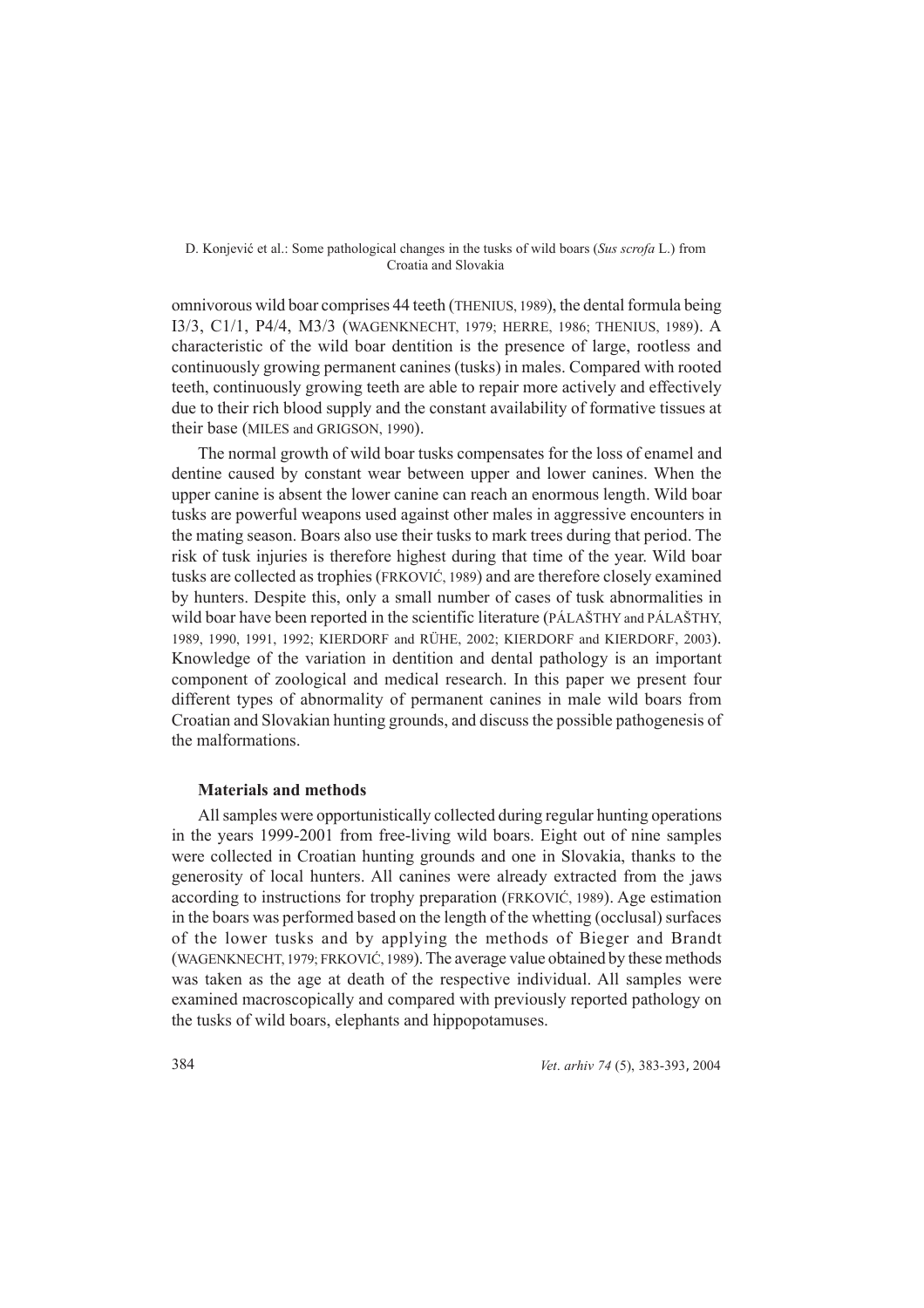omnivorous wild boar comprises 44 teeth (THENIUS, 1989), the dental formula being I3/3, C1/1, P4/4, M3/3 (WAGENKNECHT, 1979; HERRE, 1986; THENIUS, 1989). A characteristic of the wild boar dentition is the presence of large, rootless and continuously growing permanent canines (tusks) in males. Compared with rooted teeth, continuously growing teeth are able to repair more actively and effectively due to their rich blood supply and the constant availability of formative tissues at their base (MILES and GRIGSON, 1990).

The normal growth of wild boar tusks compensates for the loss of enamel and dentine caused by constant wear between upper and lower canines. When the upper canine is absent the lower canine can reach an enormous length. Wild boar tusks are powerful weapons used against other males in aggressive encounters in the mating season. Boars also use their tusks to mark trees during that period. The risk of tusk injuries is therefore highest during that time of the year. Wild boar tusks are collected as trophies (FRKOVIĆ, 1989) and are therefore closely examined by hunters. Despite this, only a small number of cases of tusk abnormalities in wild boar have been reported in the scientific literature (PÁLAŠTHY and PÁLAŠTHY, 1989, 1990, 1991, 1992; KIERDORF and RÜHE, 2002; KIERDORF and KIERDORF, 2003). Knowledge of the variation in dentition and dental pathology is an important component of zoological and medical research. In this paper we present four different types of abnormality of permanent canines in male wild boars from Croatian and Slovakian hunting grounds, and discuss the possible pathogenesis of the malformations.

## Materials and methods

All samples were opportunistically collected during regular hunting operations in the years 1999-2001 from free-living wild boars. Eight out of nine samples were collected in Croatian hunting grounds and one in Slovakia, thanks to the generosity of local hunters. All canines were already extracted from the jaws according to instructions for trophy preparation (FRKOVIĆ, 1989). Age estimation in the boars was performed based on the length of the whetting (occlusal) surfaces of the lower tusks and by applying the methods of Bieger and Brandt (WAGENKNECHT, 1979; FRKOVIĆ, 1989). The average value obtained by these methods was taken as the age at death of the respective individual. All samples were examined macroscopically and compared with previously reported pathology on the tusks of wild boars, elephants and hippopotamuses.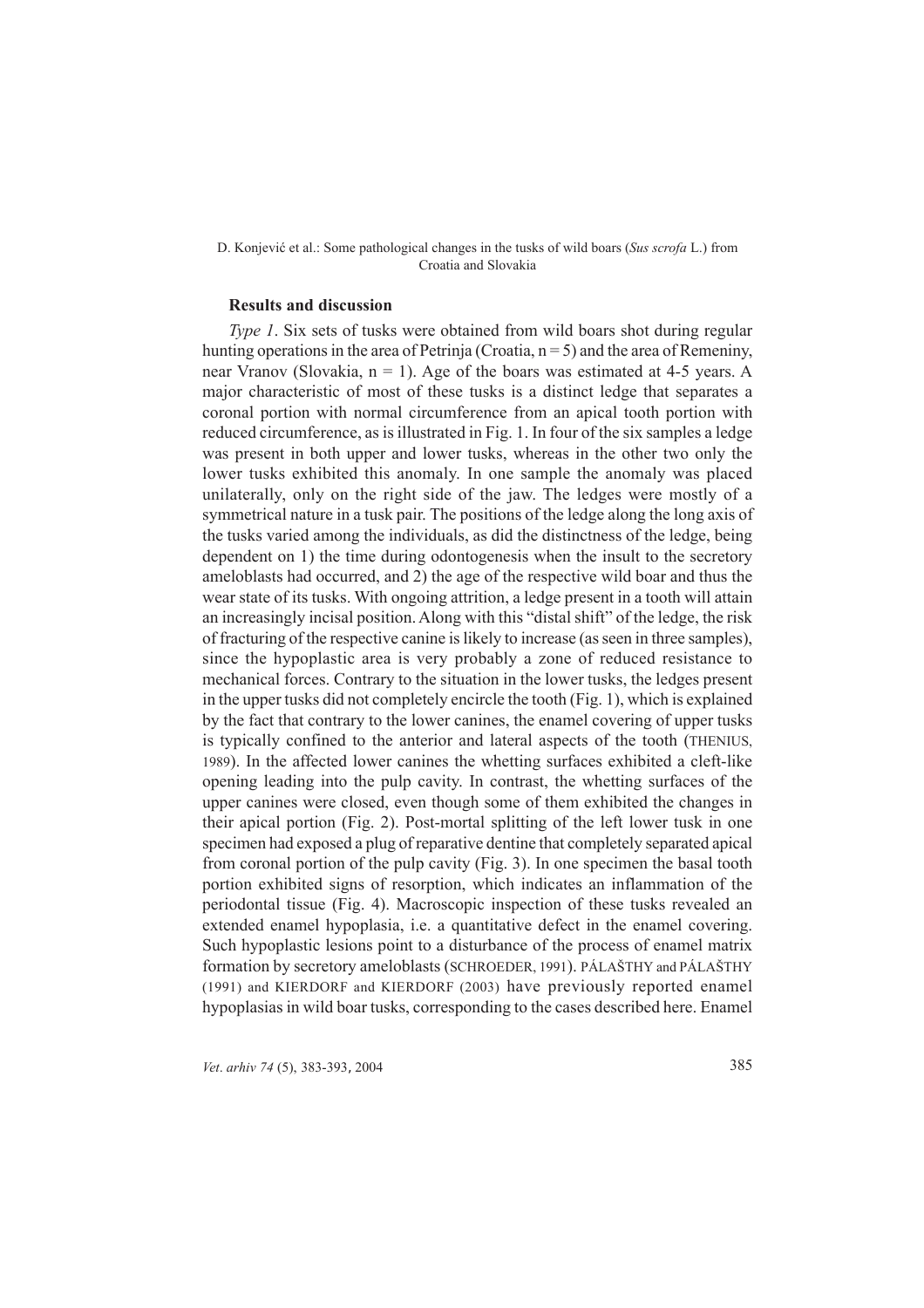## Results and discussion

*Type 1*. Six sets of tusks were obtained from wild boars shot during regular hunting operations in the area of Petrinja (Croatia, n = 5) and the area of Remeniny, near Vranov (Slovakia, n = 1). Age of the boars was estimated at 4-5 years. A major characteristic of most of these tusks is a distinct ledge that separates a coronal portion with normal circumference from an apical tooth portion with reduced circumference, as is illustrated in Fig. 1. In four of the six samples a ledge was present in both upper and lower tusks, whereas in the other two only the lower tusks exhibited this anomaly. In one sample the anomaly was placed unilaterally, only on the right side of the jaw. The ledges were mostly of a symmetrical nature in a tusk pair. The positions of the ledge along the long axis of the tusks varied among the individuals, as did the distinctness of the ledge, being dependent on 1) the time during odontogenesis when the insult to the secretory ameloblasts had occurred, and 2) the age of the respective wild boar and thus the wear state of its tusks. With ongoing attrition, a ledge present in a tooth will attain an increasingly incisal position. Along with this "distal shift" of the ledge, the risk of fracturing of the respective canine is likely to increase (as seen in three samples), since the hypoplastic area is very probably a zone of reduced resistance to mechanical forces. Contrary to the situation in the lower tusks, the ledges present in the upper tusks did not completely encircle the tooth (Fig. 1), which is explained by the fact that contrary to the lower canines, the enamel covering of upper tusks is typically confined to the anterior and lateral aspects of the tooth (THENIUS, 1989). In the affected lower canines the whetting surfaces exhibited a cleft-like opening leading into the pulp cavity. In contrast, the whetting surfaces of the upper canines were closed, even though some of them exhibited the changes in their apical portion (Fig. 2). Post-mortal splitting of the left lower tusk in one specimen had exposed a plug of reparative dentine that completely separated apical from coronal portion of the pulp cavity (Fig. 3). In one specimen the basal tooth portion exhibited signs of resorption, which indicates an inflammation of the periodontal tissue (Fig. 4). Macroscopic inspection of these tusks revealed an extended enamel hypoplasia, i.e. a quantitative defect in the enamel covering. Such hypoplastic lesions point to a disturbance of the process of enamel matrix formation by secretory ameloblasts (SCHROEDER, 1991). PÁLAŠTHY and PÁLAŠTHY (1991) and KIERDORF and KIERDORF (2003) have previously reported enamel hypoplasias in wild boar tusks, corresponding to the cases described here. Enamel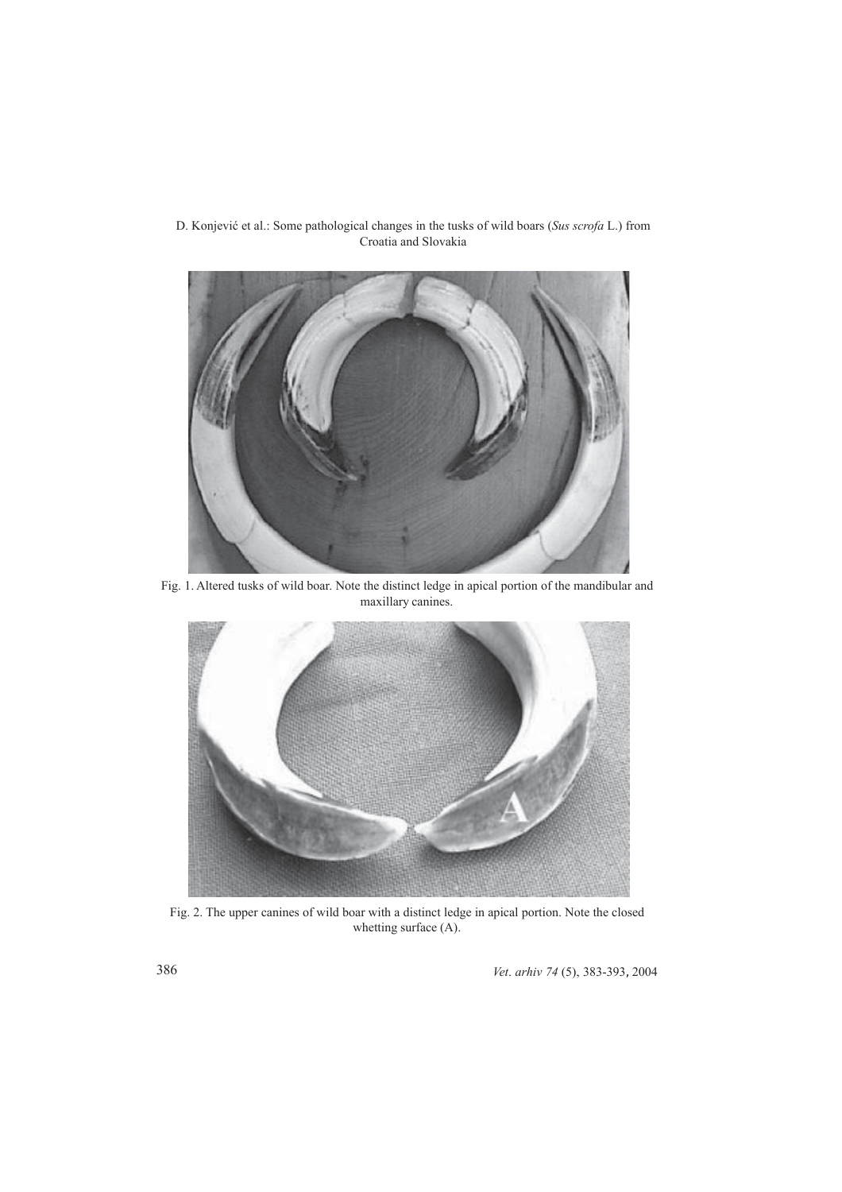Fig. 1. Altered tusks of wild boar. Note the distinct ledge in apical portion of the mandibular and maxillary canines.

Fig. 2. The upper canines of wild boar with a distinct ledge in apical portion. Note the closed whetting surface (A).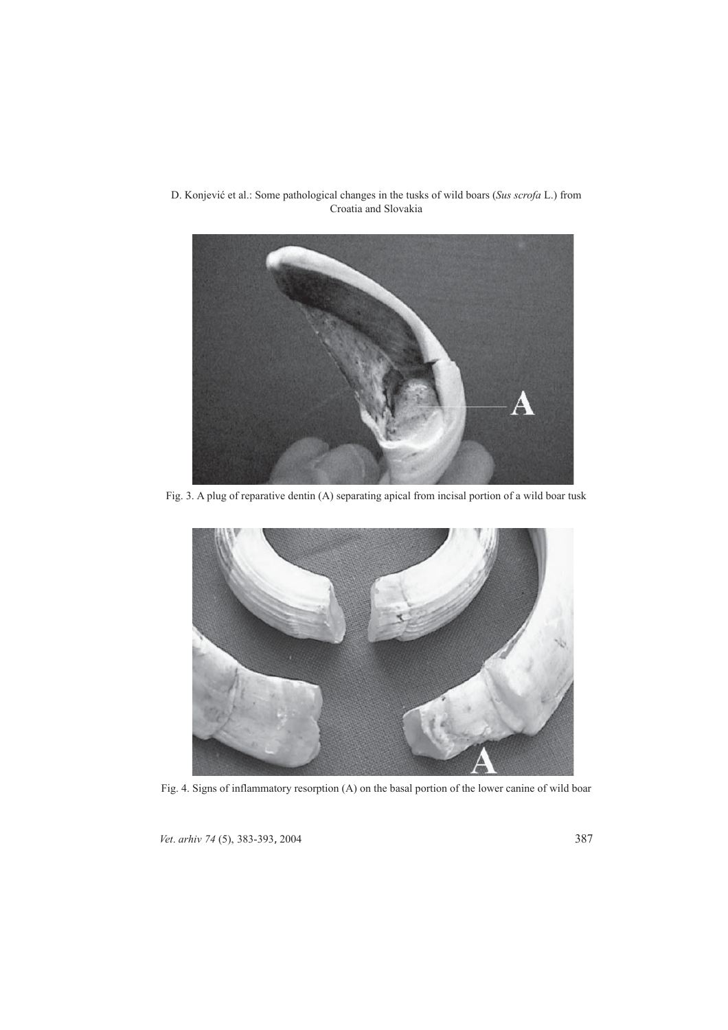Fig. 3. A plug of reparative dentin (A) separating apical from incisal portion of a wild boar tusk

Fig. 4. Signs of inflammatory resorption (A) on the basal portion of the lower canine of wild boar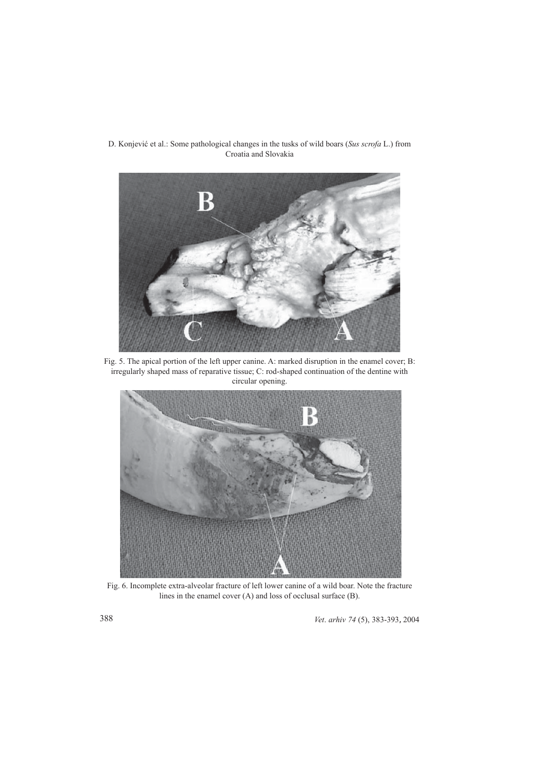Fig. 5. The apical portion of the left upper canine. A: marked disruption in the enamel cover; B: irregularly shaped mass of reparative tissue; C: rod-shaped continuation of the dentine with circular opening.

Fig. 6. Incomplete extra-alveolar fracture of left lower canine of a wild boar. Note the fracture lines in the enamel cover (A) and loss of occlusal surface (B).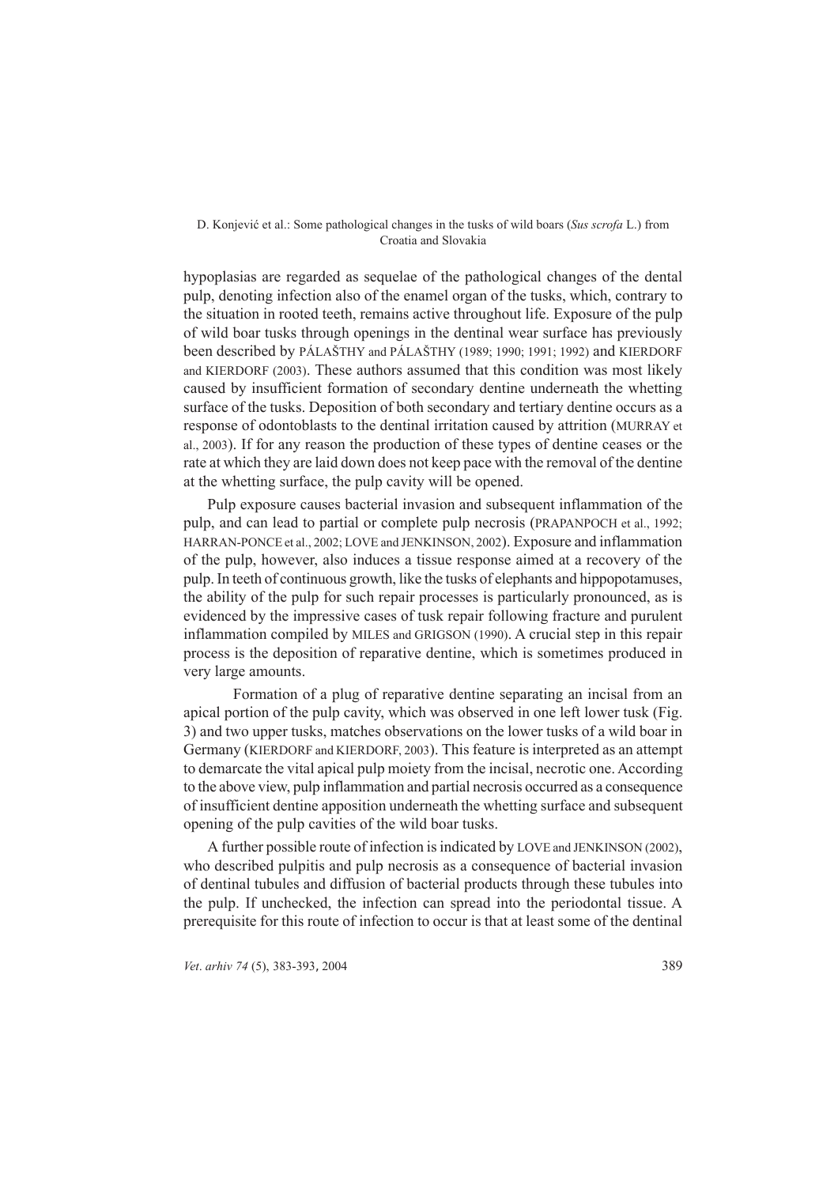hypoplasias are regarded as sequelae of the pathological changes of the dental pulp, denoting infection also of the enamel organ of the tusks, which, contrary to the situation in rooted teeth, remains active throughout life. Exposure of the pulp of wild boar tusks through openings in the dentinal wear surface has previously been described by PÁLAŠTHY and PÁLAŠTHY (1989; 1990; 1991; 1992) and KIERDORF and KIERDORF (2003). These authors assumed that this condition was most likely caused by insufficient formation of secondary dentine underneath the whetting surface of the tusks. Deposition of both secondary and tertiary dentine occurs as a response of odontoblasts to the dentinal irritation caused by attrition (MURRAY et al., 2003). If for any reason the production of these types of dentine ceases or the rate at which they are laid down does not keep pace with the removal of the dentine at the whetting surface, the pulp cavity will be opened.

Pulp exposure causes bacterial invasion and subsequent inflammation of the pulp, and can lead to partial or complete pulp necrosis (PRAPANPOCH et al., 1992; HARRAN-PONCE et al., 2002; LOVE and JENKINSON, 2002). Exposure and inflammation of the pulp, however, also induces a tissue response aimed at a recovery of the pulp. In teeth of continuous growth, like the tusks of elephants and hippopotamuses, the ability of the pulp for such repair processes is particularly pronounced, as is evidenced by the impressive cases of tusk repair following fracture and purulent inflammation compiled by MILES and GRIGSON (1990). A crucial step in this repair process is the deposition of reparative dentine, which is sometimes produced in very large amounts.

Formation of a plug of reparative dentine separating an incisal from an apical portion of the pulp cavity, which was observed in one left lower tusk (Fig. 3) and two upper tusks, matches observations on the lower tusks of a wild boar in Germany (KIERDORF and KIERDORF, 2003). This feature is interpreted as an attempt to demarcate the vital apical pulp moiety from the incisal, necrotic one. According to the above view, pulp inflammation and partial necrosis occurred as a consequence of insufficient dentine apposition underneath the whetting surface and subsequent opening of the pulp cavities of the wild boar tusks.

A further possible route of infection is indicated by LOVE and JENKINSON (2002), who described pulpitis and pulp necrosis as a consequence of bacterial invasion of dentinal tubules and diffusion of bacterial products through these tubules into the pulp. If unchecked, the infection can spread into the periodontal tissue. A prerequisite for this route of infection to occur is that at least some of the dentinal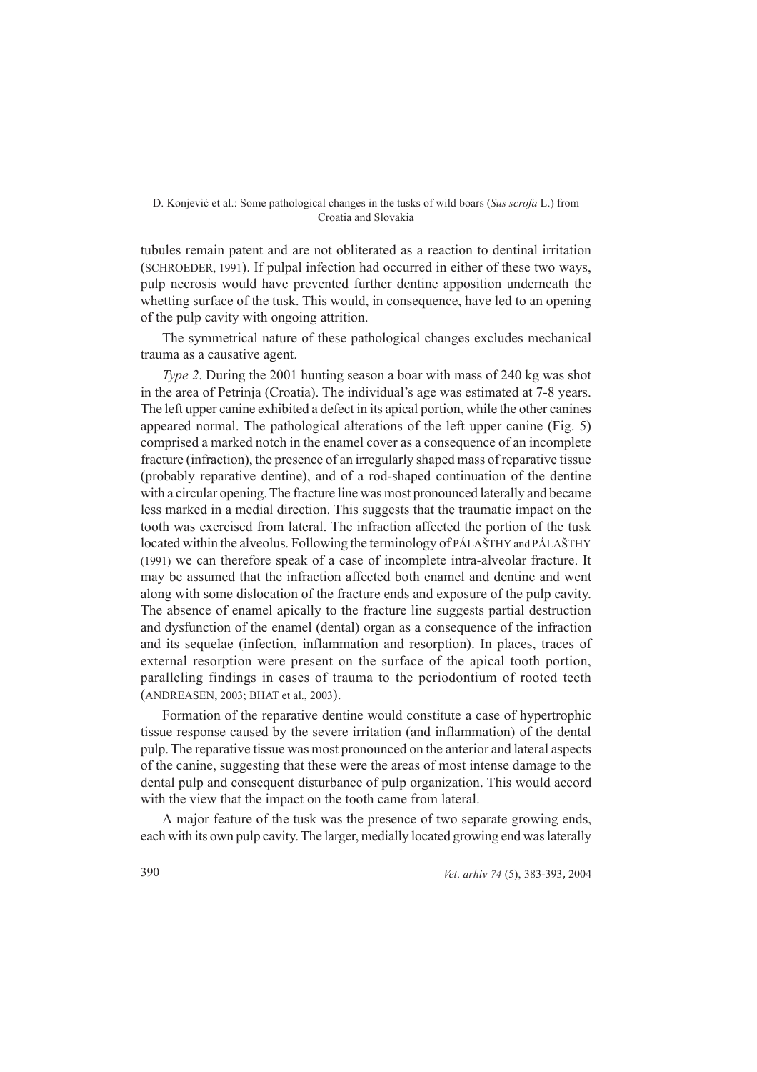tubules remain patent and are not obliterated as a reaction to dentinal irritation (SCHROEDER, 1991). If pulpal infection had occurred in either of these two ways, pulp necrosis would have prevented further dentine apposition underneath the whetting surface of the tusk. This would, in consequence, have led to an opening of the pulp cavity with ongoing attrition.

The symmetrical nature of these pathological changes excludes mechanical trauma as a causative agent.

*Type 2*. During the 2001 hunting season a boar with mass of 240 kg was shot in the area of Petrinja (Croatia). The individual's age was estimated at 7-8 years. The left upper canine exhibited a defect in its apical portion, while the other canines appeared normal. The pathological alterations of the left upper canine (Fig. 5) comprised a marked notch in the enamel cover as a consequence of an incomplete fracture (infraction), the presence of an irregularly shaped mass of reparative tissue (probably reparative dentine), and of a rod-shaped continuation of the dentine with a circular opening. The fracture line was most pronounced laterally and became less marked in a medial direction. This suggests that the traumatic impact on the tooth was exercised from lateral. The infraction affected the portion of the tusk located within the alveolus. Following the terminology of PÁLAŠTHY and PÁLAŠTHY (1991) we can therefore speak of a case of incomplete intra-alveolar fracture. It may be assumed that the infraction affected both enamel and dentine and went along with some dislocation of the fracture ends and exposure of the pulp cavity. The absence of enamel apically to the fracture line suggests partial destruction and dysfunction of the enamel (dental) organ as a consequence of the infraction and its sequelae (infection, inflammation and resorption). In places, traces of external resorption were present on the surface of the apical tooth portion, paralleling findings in cases of trauma to the periodontium of rooted teeth (ANDREASEN, 2003; BHAT et al., 2003).

Formation of the reparative dentine would constitute a case of hypertrophic tissue response caused by the severe irritation (and inflammation) of the dental pulp. The reparative tissue was most pronounced on the anterior and lateral aspects of the canine, suggesting that these were the areas of most intense damage to the dental pulp and consequent disturbance of pulp organization. This would accord with the view that the impact on the tooth came from lateral.

A major feature of the tusk was the presence of two separate growing ends, each with its own pulp cavity. The larger, medially located growing end was laterally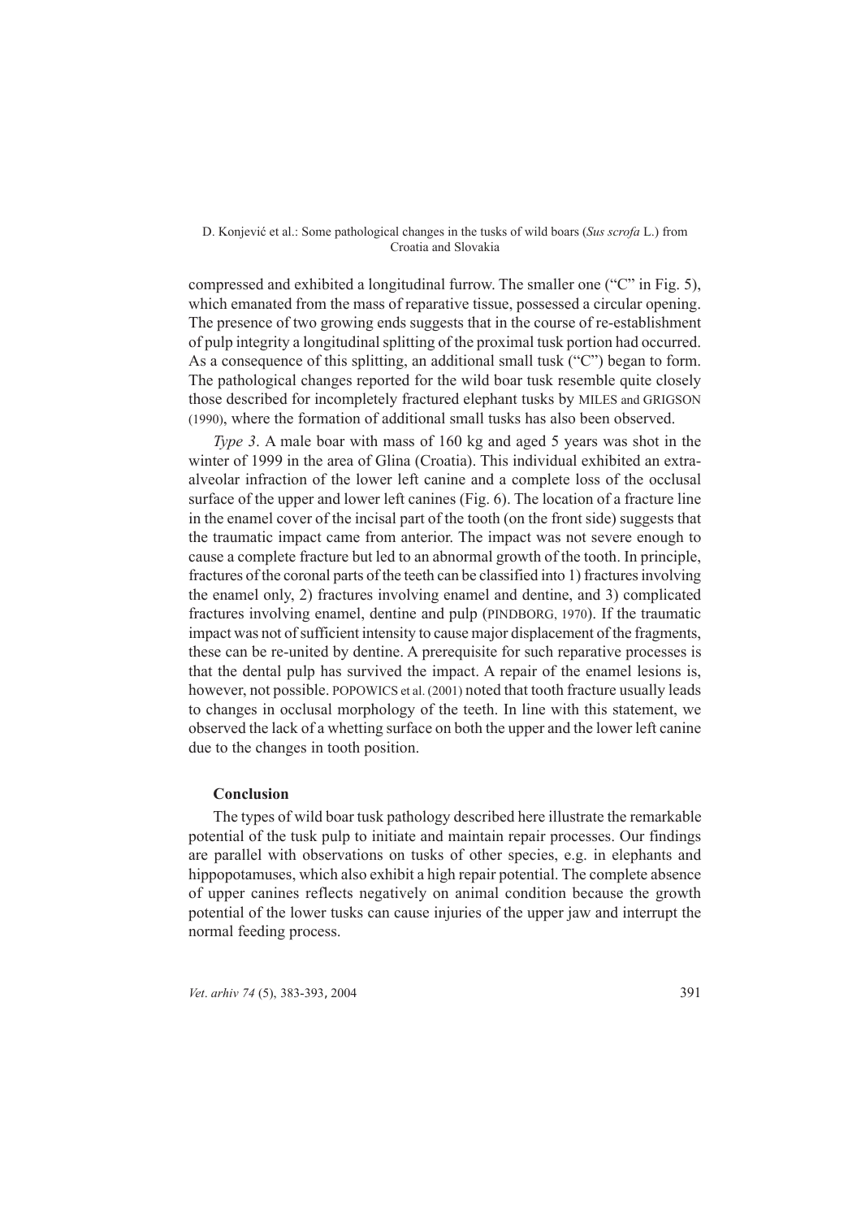compressed and exhibited a longitudinal furrow. The smaller one ("C" in Fig. 5), which emanated from the mass of reparative tissue, possessed a circular opening. The presence of two growing ends suggests that in the course of re-establishment of pulp integrity a longitudinal splitting of the proximal tusk portion had occurred. As a consequence of this splitting, an additional small tusk ("C") began to form. The pathological changes reported for the wild boar tusk resemble quite closely those described for incompletely fractured elephant tusks by MILES and GRIGSON (1990), where the formation of additional small tusks has also been observed.

*Type 3*. A male boar with mass of 160 kg and aged 5 years was shot in the winter of 1999 in the area of Glina (Croatia). This individual exhibited an extra-alveolar infraction of the lower left canine and a complete loss of the occlusal surface of the upper and lower left canines (Fig. 6). The location of a fracture line in the enamel cover of the incisal part of the tooth (on the front side) suggests that the traumatic impact came from anterior. The impact was not severe enough to cause a complete fracture but led to an abnormal growth of the tooth. In principle, fractures of the coronal parts of the teeth can be classified into 1) fractures involving the enamel only, 2) fractures involving enamel and dentine, and 3) complicated fractures involving enamel, dentine and pulp (PINDBORG, 1970). If the traumatic impact was not of sufficient intensity to cause major displacement of the fragments, these can be re-united by dentine. A prerequisite for such reparative processes is that the dental pulp has survived the impact. A repair of the enamel lesions is, however, not possible. POPOWICS et al. (2001) noted that tooth fracture usually leads to changes in occlusal morphology of the teeth. In line with this statement, we observed the lack of a whetting surface on both the upper and the lower left canine due to the changes in tooth position.

## Conclusion

The types of wild boar tusk pathology described here illustrate the remarkable potential of the tusk pulp to initiate and maintain repair processes. Our findings are parallel with observations on tusks of other species, e.g. in elephants and hippopotamuses, which also exhibit a high repair potential. The complete absence of upper canines reflects negatively on animal condition because the growth potential of the lower tusks can cause injuries of the upper jaw and interrupt the normal feeding process.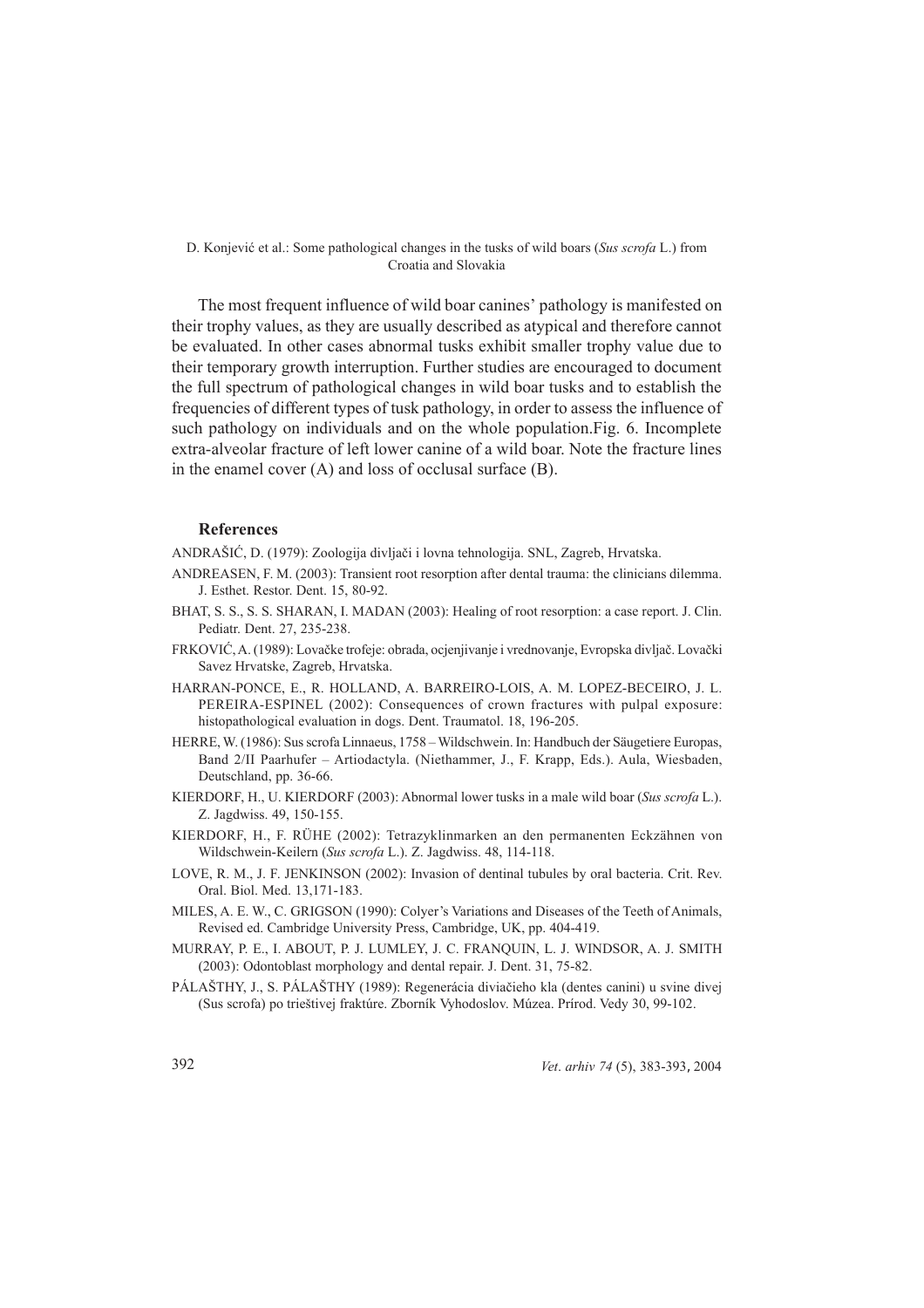The most frequent influence of wild boar canines' pathology is manifested on their trophy values, as they are usually described as atypical and therefore cannot be evaluated. In other cases abnormal tusks exhibit smaller trophy value due to their temporary growth interruption. Further studies are encouraged to document the full spectrum of pathological changes in wild boar tusks and to establish the frequencies of different types of tusk pathology, in order to assess the influence of such pathology on individuals and on the whole population.Fig. 6. Incomplete extra-alveolar fracture of left lower canine of a wild boar. Note the fracture lines in the enamel cover (A) and loss of occlusal surface (B).

## References

ANDRAŠIĆ, D. (1979): Zoologija divljači i lovna tehnologija. SNL, Zagreb, Hrvatska.

ANDREASEN, F. M. (2003): Transient root resorption after dental trauma: the clinicians dilemma. J. Esthet. Restor. Dent. 15, 80-92.

BHAT, S. S., S. S. SHARAN, I. MADAN (2003): Healing of root resorption: a case report. J. Clin. Pediatr. Dent. 27, 235-238.

FRKOVIĆ, A. (1989): Lovačke trofeje: obrada, ocjenjivanje i vrednovanje, Evropska divljač. Lovački Savez Hrvatske, Zagreb, Hrvatska.

HARRAN-PONCE, E., R. HOLLAND, A. BARREIRO-LOIS, A. M. LOPEZ-BECEIRO, J. L. PEREIRA-ESPINEL (2002): Consequences of crown fractures with pulpal exposure: histopathological evaluation in dogs. Dent. Traumatol. 18, 196-205.

HERRE, W. (1986): Sus scrofa Linnaeus, 1758 – Wildschwein. In: Handbuch der Säugetiere Europas, Band 2/II Paarhufer – Artiodactyla. (Niethammer, J., F. Krapp, Eds.). Aula, Wiesbaden, Deutschland, pp. 36-66.

KIERDORF, H., U. KIERDORF (2003): Abnormal lower tusks in a male wild boar (*Sus scrofa* L.). Z. Jagdwiss. 49, 150-155.

KIERDORF, H., F. RÜHE (2002): Tetrazyklinmarken an den permanenten Eckzähnen von Wildschwein-Keilern (*Sus scrofa* L.). Z. Jagdwiss. 48, 114-118.

LOVE, R. M., J. F. JENKINSON (2002): Invasion of dentinal tubules by oral bacteria. Crit. Rev. Oral. Biol. Med. 13,171-183.

MILES, A. E. W., C. GRIGSON (1990): Colyer's Variations and Diseases of the Teeth of Animals, Revised ed. Cambridge University Press, Cambridge, UK, pp. 404-419.

MURRAY, P. E., I. ABOUT, P. J. LUMLEY, J. C. FRANQUIN, L. J. WINDSOR, A. J. SMITH (2003): Odontoblast morphology and dental repair. J. Dent. 31, 75-82.

PÁLAŠTHY, J., S. PÁLAŠTHY (1989): Regenerácia diviačieho kla (dentes canini) u svine divej (Sus scrofa) po trieštivej fraktúre. Zborník Vyhodoslov. Múzea. Prírod. Vedy 30, 99-102.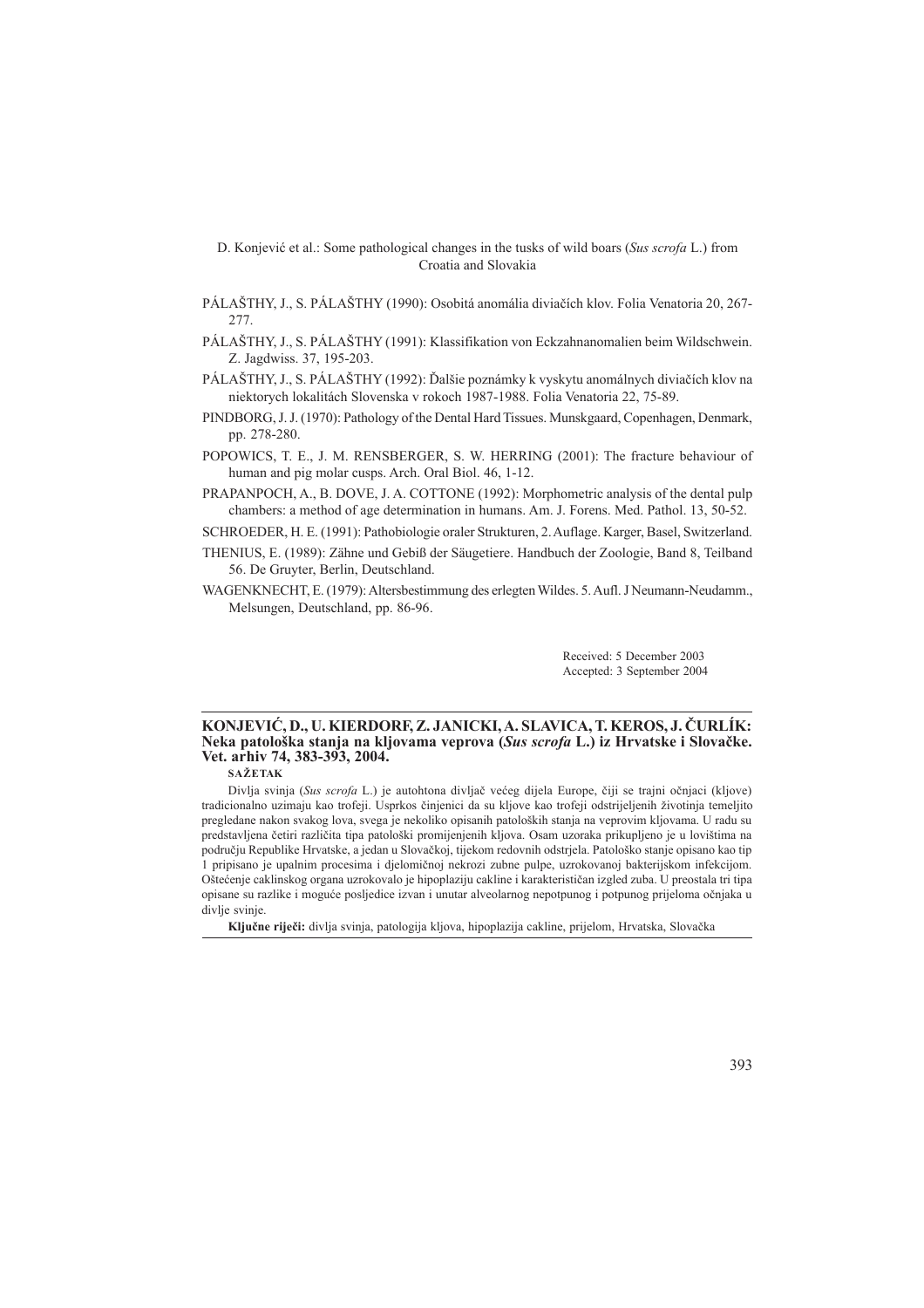PÁLAŠTHY, J., S. PÁLAŠTHY (1990): Osobitá anomália diviačích klov. Folia Venatoria 20, 267-277.

PÁLAŠTHY, J., S. PÁLAŠTHY (1991): Klassifikation von Eckzahnanomalien beim Wildschwein. Z. Jagdwiss. 37, 195-203.

PÁLAŠTHY, J., S. PÁLAŠTHY (1992): Ďalšie poznámky k vyskytu anomálnych diviačích klov na niektorych lokalitách Slovenska v rokoch 1987-1988. Folia Venatoria 22, 75-89.

PINDBORG, J. J. (1970): Pathology of the Dental Hard Tissues. Munskgaard, Copenhagen, Denmark, pp. 278-280.

POPOWICS, T. E., J. M. RENSBERGER, S. W. HERRING (2001): The fracture behaviour of human and pig molar cusps. Arch. Oral Biol. 46, 1-12.

PRAPANPOCH, A., B. DOVE, J. A. COTTONE (1992): Morphometric analysis of the dental pulp chambers: a method of age determination in humans. Am. J. Forens. Med. Pathol. 13, 50-52.

SCHROEDER, H. E. (1991): Pathobiologie oraler Strukturen, 2. Auflage. Karger, Basel, Switzerland.

THENIUS, E. (1989): Zähne und Gebiß der Säugetiere. Handbuch der Zoologie, Band 8, Teilband 56. De Gruyter, Berlin, Deutschland.

WAGENKNECHT, E. (1979): Altersbestimmung des erlegten Wildes. 5. Aufl. J Neumann-Neudamm., Melsungen, Deutschland, pp. 86-96.

Received: 5 December 2003
Accepted: 3 September 2004

**KONJEVIĆ, D., U. KIERDORF, Z. JANICKI, A. SLAVICA, T. KEROS, J. ČURLÍK: Neka patološka stanja na kljovama veprova (*Sus scrofa* L.) iz Hrvatske i Slovačke. Vet. arhiv 74, 383-393, 2004.**

**SAŽETAK**

Divlja svinja (*Sus scrofa* L.) je autohtona divljač većeg dijela Europe, čiji se trajni očnjaci (kljove) tradicionalno uzimaju kao trofeji. Usprkos činjenici da su kljove kao trofeji odstrijeljenih životinja temeljito pregledane nakon svakog lova, svega je nekoliko opisanih patoloških stanja na veprovim kljovama. U radu su predstavljena četiri različita tipa patološki promijenjenih kljova. Osam uzoraka prikupljeno je u lovištima na području Republike Hrvatske, a jedan u Slovačkoj, tijekom redovnih odstrjela. Patološko stanje opisano kao tip 1 pripisano je upalnim procesima i djelomičnoj nekrozi zubne pulpe, uzrokovanoj bakterijskom infekcijom. Oštećenje caklinskog organa uzrokovalo je hipoplaziju cakline i karakterističan izgled zuba. U preostala tri tipa opisane su razlike i moguće posljedice izvan i unutar alveolarnog nepotpunog i potpunog prijeloma očnjaka u divlje svinje.

**Ključne riječi:** divlja svinja, patologija kljova, hipoplazija cakline, prijelom, Hrvatska, Slovačka